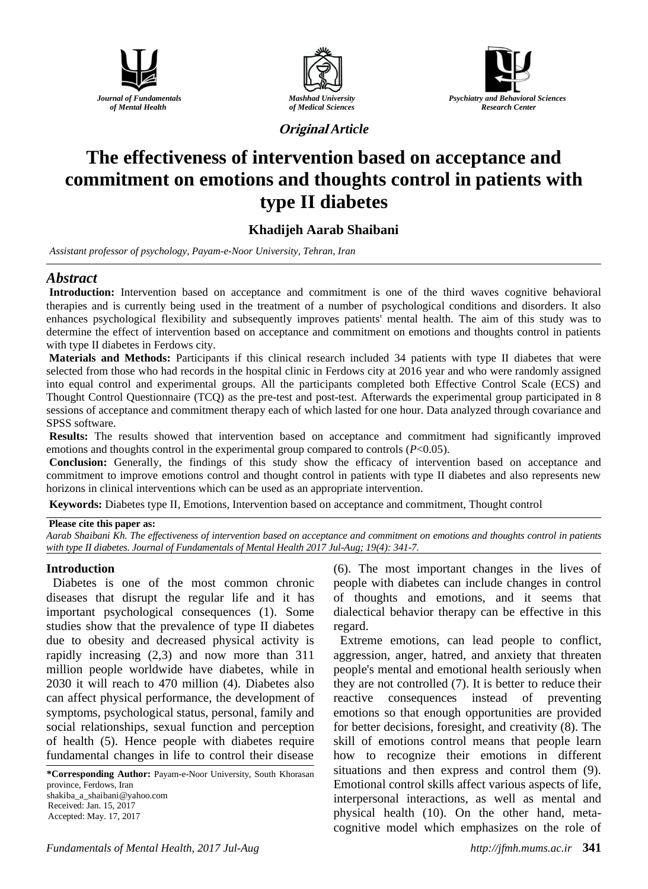Journal of Fundamentals of Mental Health

Mashhad University of Medical Sciences

Psychiatry and Behavioral Sciences Research Center

***Original Article***

# The effectiveness of intervention based on acceptance and commitment on emotions and thoughts control in patients with type II diabetes

**Khadijeh Aarab Shaibani**

*Assistant professor of psychology, Payam-e-Noor University, Tehran, Iran*

## *Abstract*

**Introduction:** Intervention based on acceptance and commitment is one of the third waves cognitive behavioral therapies and is currently being used in the treatment of a number of psychological conditions and disorders. It also enhances psychological flexibility and subsequently improves patients' mental health. The aim of this study was to determine the effect of intervention based on acceptance and commitment on emotions and thoughts control in patients with type II diabetes in Ferdows city.

**Materials and Methods:** Participants if this clinical research included 34 patients with type II diabetes that were selected from those who had records in the hospital clinic in Ferdows city at 2016 year and who were randomly assigned into equal control and experimental groups. All the participants completed both Effective Control Scale (ECS) and Thought Control Questionnaire (TCQ) as the pre-test and post-test. Afterwards the experimental group participated in 8 sessions of acceptance and commitment therapy each of which lasted for one hour. Data analyzed through covariance and SPSS software.

**Results:** The results showed that intervention based on acceptance and commitment had significantly improved emotions and thoughts control in the experimental group compared to controls ($P<0.05$).

**Conclusion:** Generally, the findings of this study show the efficacy of intervention based on acceptance and commitment to improve emotions control and thought control in patients with type II diabetes and also represents new horizons in clinical interventions which can be used as an appropriate intervention.

**Keywords:** Diabetes type II, Emotions, Intervention based on acceptance and commitment, Thought control

**Please cite this paper as:**

*Aarab Shaibani Kh. The effectiveness of intervention based on acceptance and commitment on emotions and thoughts control in patients with type II diabetes. Journal of Fundamentals of Mental Health 2017 Jul-Aug; 19(4): 341-7.*

## Introduction

Diabetes is one of the most common chronic diseases that disrupt the regular life and it has important psychological consequences (1). Some studies show that the prevalence of type II diabetes due to obesity and decreased physical activity is rapidly increasing (2,3) and now more than 311 million people worldwide have diabetes, while in 2030 it will reach to 470 million (4). Diabetes also can affect physical performance, the development of symptoms, psychological status, personal, family and social relationships, sexual function and perception of health (5). Hence people with diabetes require fundamental changes in life to control their disease (6). The most important changes in the lives of people with diabetes can include changes in control of thoughts and emotions, and it seems that dialectical behavior therapy can be effective in this regard.

Extreme emotions, can lead people to conflict, aggression, anger, hatred, and anxiety that threaten people's mental and emotional health seriously when they are not controlled (7). It is better to reduce their reactive consequences instead of preventing emotions so that enough opportunities are provided for better decisions, foresight, and creativity (8). The skill of emotions control means that people learn how to recognize their emotions in different situations and then express and control them (9). Emotional control skills affect various aspects of life, interpersonal interactions, as well as mental and physical health (10). On the other hand, meta-cognitive model which emphasizes on the role of

**\*Corresponding Author:** Payam-e-Noor University, South Khorasan province, Ferdows, Iran
shakiba_a_shaibani@yahoo.com
Received: Jan. 15, 2017
Accepted: May. 17, 2017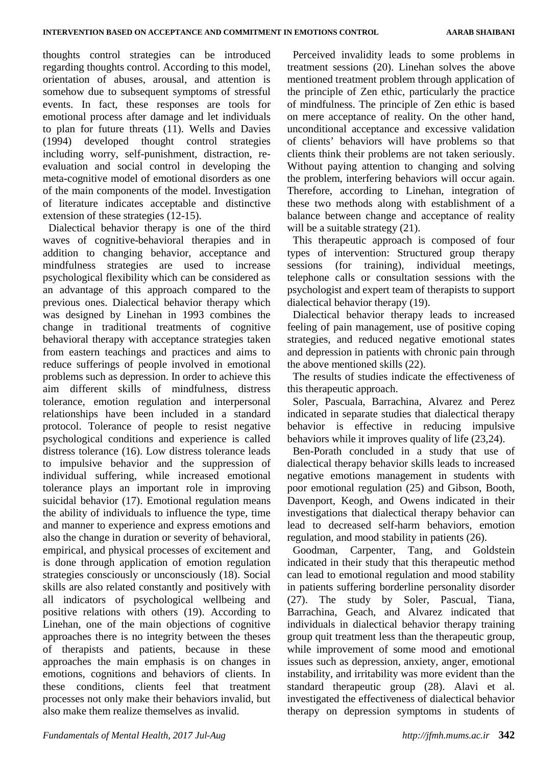thoughts control strategies can be introduced regarding thoughts control. According to this model, orientation of abuses, arousal, and attention is somehow due to subsequent symptoms of stressful events. In fact, these responses are tools for emotional process after damage and let individuals to plan for future threats (11). Wells and Davies (1994) developed thought control strategies including worry, self-punishment, distraction, re-evaluation and social control in developing the meta-cognitive model of emotional disorders as one of the main components of the model. Investigation of literature indicates acceptable and distinctive extension of these strategies (12-15).

Dialectical behavior therapy is one of the third waves of cognitive-behavioral therapies and in addition to changing behavior, acceptance and mindfulness strategies are used to increase psychological flexibility which can be considered as an advantage of this approach compared to the previous ones. Dialectical behavior therapy which was designed by Linehan in 1993 combines the change in traditional treatments of cognitive behavioral therapy with acceptance strategies taken from eastern teachings and practices and aims to reduce sufferings of people involved in emotional problems such as depression. In order to achieve this aim different skills of mindfulness, distress tolerance, emotion regulation and interpersonal relationships have been included in a standard protocol. Tolerance of people to resist negative psychological conditions and experience is called distress tolerance (16). Low distress tolerance leads to impulsive behavior and the suppression of individual suffering, while increased emotional tolerance plays an important role in improving suicidal behavior (17). Emotional regulation means the ability of individuals to influence the type, time and manner to experience and express emotions and also the change in duration or severity of behavioral, empirical, and physical processes of excitement and is done through application of emotion regulation strategies consciously or unconsciously (18). Social skills are also related constantly and positively with all indicators of psychological wellbeing and positive relations with others (19). According to Linehan, one of the main objections of cognitive approaches there is no integrity between the theses of therapists and patients, because in these approaches the main emphasis is on changes in emotions, cognitions and behaviors of clients. In these conditions, clients feel that treatment processes not only make their behaviors invalid, but also make them realize themselves as invalid.

Perceived invalidity leads to some problems in treatment sessions (20). Linehan solves the above mentioned treatment problem through application of the principle of Zen ethic, particularly the practice of mindfulness. The principle of Zen ethic is based on mere acceptance of reality. On the other hand, unconditional acceptance and excessive validation of clients' behaviors will have problems so that clients think their problems are not taken seriously. Without paying attention to changing and solving the problem, interfering behaviors will occur again. Therefore, according to Linehan, integration of these two methods along with establishment of a balance between change and acceptance of reality will be a suitable strategy (21).

This therapeutic approach is composed of four types of intervention: Structured group therapy sessions (for training), individual meetings, telephone calls or consultation sessions with the psychologist and expert team of therapists to support dialectical behavior therapy (19).

Dialectical behavior therapy leads to increased feeling of pain management, use of positive coping strategies, and reduced negative emotional states and depression in patients with chronic pain through the above mentioned skills (22).

The results of studies indicate the effectiveness of this therapeutic approach.

Soler, Pascuala, Barrachina, Alvarez and Perez indicated in separate studies that dialectical therapy behavior is effective in reducing impulsive behaviors while it improves quality of life (23,24).

Ben-Porath concluded in a study that use of dialectical therapy behavior skills leads to increased negative emotions management in students with poor emotional regulation (25) and Gibson, Booth, Davenport, Keogh, and Owens indicated in their investigations that dialectical therapy behavior can lead to decreased self-harm behaviors, emotion regulation, and mood stability in patients (26).

Goodman, Carpenter, Tang, and Goldstein indicated in their study that this therapeutic method can lead to emotional regulation and mood stability in patients suffering borderline personality disorder (27). The study by Soler, Pascual, Tiana, Barrachina, Geach, and Alvarez indicated that individuals in dialectical behavior therapy training group quit treatment less than the therapeutic group, while improvement of some mood and emotional issues such as depression, anxiety, anger, emotional instability, and irritability was more evident than the standard therapeutic group (28). Alavi et al. investigated the effectiveness of dialectical behavior therapy on depression symptoms in students of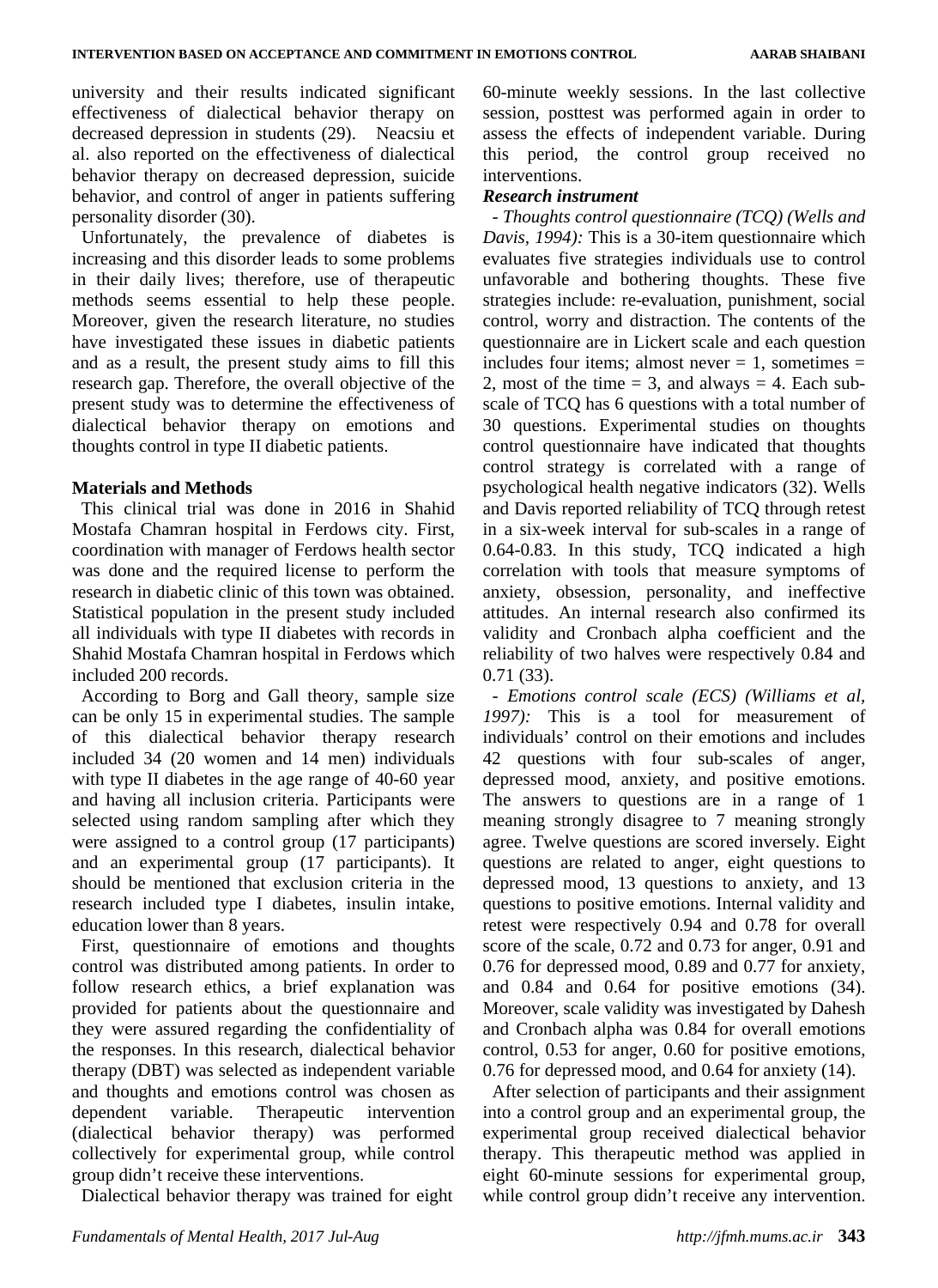university and their results indicated significant effectiveness of dialectical behavior therapy on decreased depression in students (29). Neacsiu et al. also reported on the effectiveness of dialectical behavior therapy on decreased depression, suicide behavior, and control of anger in patients suffering personality disorder (30).

Unfortunately, the prevalence of diabetes is increasing and this disorder leads to some problems in their daily lives; therefore, use of therapeutic methods seems essential to help these people. Moreover, given the research literature, no studies have investigated these issues in diabetic patients and as a result, the present study aims to fill this research gap. Therefore, the overall objective of the present study was to determine the effectiveness of dialectical behavior therapy on emotions and thoughts control in type II diabetic patients.

## Materials and Methods

This clinical trial was done in 2016 in Shahid Mostafa Chamran hospital in Ferdows city. First, coordination with manager of Ferdows health sector was done and the required license to perform the research in diabetic clinic of this town was obtained. Statistical population in the present study included all individuals with type II diabetes with records in Shahid Mostafa Chamran hospital in Ferdows which included 200 records.

According to Borg and Gall theory, sample size can be only 15 in experimental studies. The sample of this dialectical behavior therapy research included 34 (20 women and 14 men) individuals with type II diabetes in the age range of 40-60 year and having all inclusion criteria. Participants were selected using random sampling after which they were assigned to a control group (17 participants) and an experimental group (17 participants). It should be mentioned that exclusion criteria in the research included type I diabetes, insulin intake, education lower than 8 years.

First, questionnaire of emotions and thoughts control was distributed among patients. In order to follow research ethics, a brief explanation was provided for patients about the questionnaire and they were assured regarding the confidentiality of the responses. In this research, dialectical behavior therapy (DBT) was selected as independent variable and thoughts and emotions control was chosen as dependent variable. Therapeutic intervention (dialectical behavior therapy) was performed collectively for experimental group, while control group didn't receive these interventions.

Dialectical behavior therapy was trained for eight 60-minute weekly sessions. In the last collective session, posttest was performed again in order to assess the effects of independent variable. During this period, the control group received no interventions.

***Research instrument***

- *Thoughts control questionnaire (TCQ) (Wells and Davis, 1994):* This is a 30-item questionnaire which evaluates five strategies individuals use to control unfavorable and bothering thoughts. These five strategies include: re-evaluation, punishment, social control, worry and distraction. The contents of the questionnaire are in Lickert scale and each question includes four items; almost never = 1, sometimes = 2, most of the time = 3, and always = 4. Each sub-scale of TCQ has 6 questions with a total number of 30 questions. Experimental studies on thoughts control questionnaire have indicated that thoughts control strategy is correlated with a range of psychological health negative indicators (32). Wells and Davis reported reliability of TCQ through retest in a six-week interval for sub-scales in a range of 0.64-0.83. In this study, TCQ indicated a high correlation with tools that measure symptoms of anxiety, obsession, personality, and ineffective attitudes. An internal research also confirmed its validity and Cronbach alpha coefficient and the reliability of two halves were respectively 0.84 and 0.71 (33).

- *Emotions control scale (ECS) (Williams et al, 1997):* This is a tool for measurement of individuals' control on their emotions and includes 42 questions with four sub-scales of anger, depressed mood, anxiety, and positive emotions. The answers to questions are in a range of 1 meaning strongly disagree to 7 meaning strongly agree. Twelve questions are scored inversely. Eight questions are related to anger, eight questions to depressed mood, 13 questions to anxiety, and 13 questions to positive emotions. Internal validity and retest were respectively 0.94 and 0.78 for overall score of the scale, 0.72 and 0.73 for anger, 0.91 and 0.76 for depressed mood, 0.89 and 0.77 for anxiety, and 0.84 and 0.64 for positive emotions (34). Moreover, scale validity was investigated by Dahesh and Cronbach alpha was 0.84 for overall emotions control, 0.53 for anger, 0.60 for positive emotions, 0.76 for depressed mood, and 0.64 for anxiety (14).

After selection of participants and their assignment into a control group and an experimental group, the experimental group received dialectical behavior therapy. This therapeutic method was applied in eight 60-minute sessions for experimental group, while control group didn't receive any intervention.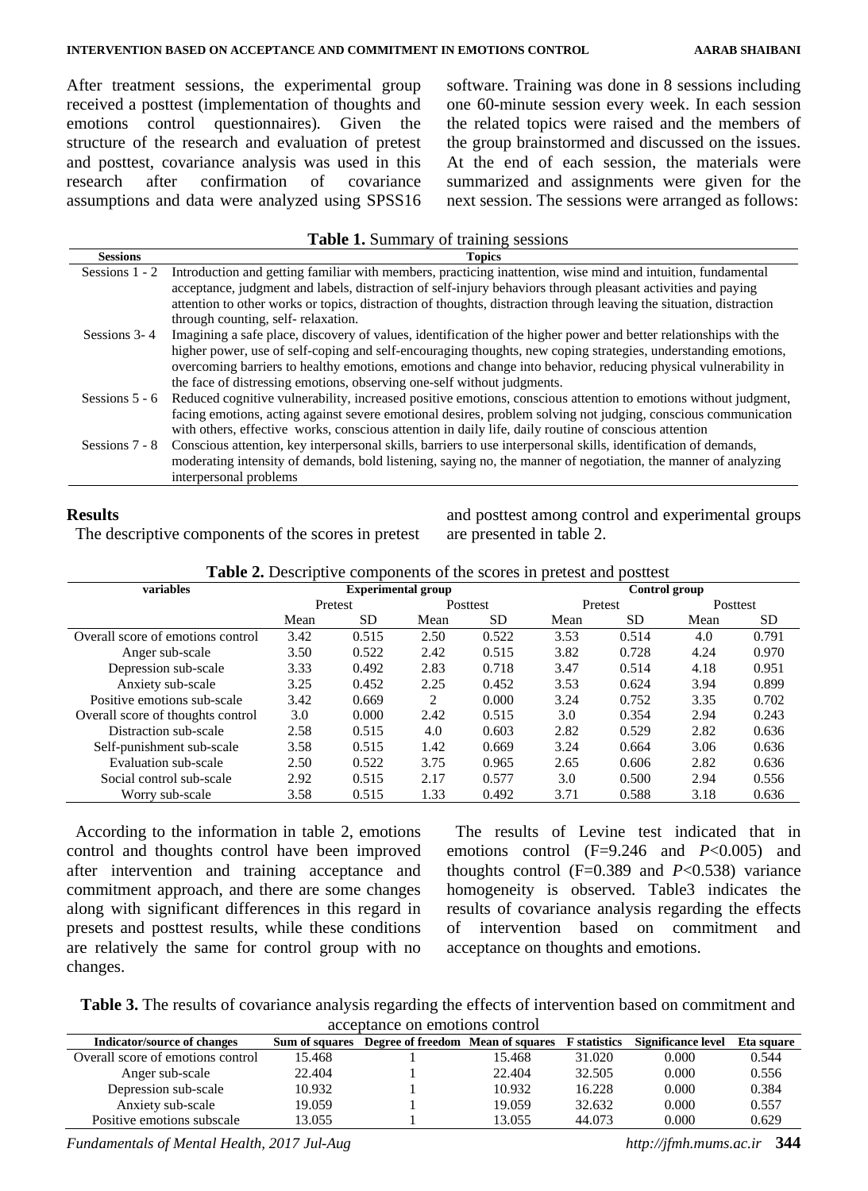After treatment sessions, the experimental group received a posttest (implementation of thoughts and emotions control questionnaires). Given the structure of the research and evaluation of pretest and posttest, covariance analysis was used in this research after confirmation of covariance assumptions and data were analyzed using SPSS16 software. Training was done in 8 sessions including one 60-minute session every week. In each session the related topics were raised and the members of the group brainstormed and discussed on the issues. At the end of each session, the materials were summarized and assignments were given for the next session. The sessions were arranged as follows:

**Table 1.** Summary of training sessions

| Sessions | Topics |
|---|---|
| Sessions 1 - 2 | Introduction and getting familiar with members, practicing inattention, wise mind and intuition, fundamental acceptance, judgment and labels, distraction of self-injury behaviors through pleasant activities and paying attention to other works or topics, distraction of thoughts, distraction through leaving the situation, distraction through counting, self- relaxation. |
| Sessions 3- 4 | Imagining a safe place, discovery of values, identification of the higher power and better relationships with the higher power, use of self-coping and self-encouraging thoughts, new coping strategies, understanding emotions, overcoming barriers to healthy emotions, emotions and change into behavior, reducing physical vulnerability in the face of distressing emotions, observing one-self without judgments. |
| Sessions 5 - 6 | Reduced cognitive vulnerability, increased positive emotions, conscious attention to emotions without judgment, facing emotions, acting against severe emotional desires, problem solving not judging, conscious communication with others, effective works, conscious attention in daily life, daily routine of conscious attention |
| Sessions 7 - 8 | Conscious attention, key interpersonal skills, barriers to use interpersonal skills, identification of demands, moderating intensity of demands, bold listening, saying no, the manner of negotiation, the manner of analyzing interpersonal problems |

## Results

The descriptive components of the scores in pretest and posttest among control and experimental groups are presented in table 2.

**Table 2.** Descriptive components of the scores in pretest and posttest

| variables | Experimental group | | | | Control group | | | |
|---|---|---|---|---|---|---|---|---|
| | Pretest | | Posttest | | Pretest | | Posttest | |
| | Mean | SD | Mean | SD | Mean | SD | Mean | SD |
| Overall score of emotions control | 3.42 | 0.515 | 2.50 | 0.522 | 3.53 | 0.514 | 4.0 | 0.791 |
| Anger sub-scale | 3.50 | 0.522 | 2.42 | 0.515 | 3.82 | 0.728 | 4.24 | 0.970 |
| Depression sub-scale | 3.33 | 0.492 | 2.83 | 0.718 | 3.47 | 0.514 | 4.18 | 0.951 |
| Anxiety sub-scale | 3.25 | 0.452 | 2.25 | 0.452 | 3.53 | 0.624 | 3.94 | 0.899 |
| Positive emotions sub-scale | 3.42 | 0.669 | 2 | 0.000 | 3.24 | 0.752 | 3.35 | 0.702 |
| Overall score of thoughts control | 3.0 | 0.000 | 2.42 | 0.515 | 3.0 | 0.354 | 2.94 | 0.243 |
| Distraction sub-scale | 2.58 | 0.515 | 4.0 | 0.603 | 2.82 | 0.529 | 2.82 | 0.636 |
| Self-punishment sub-scale | 3.58 | 0.515 | 1.42 | 0.669 | 3.24 | 0.664 | 3.06 | 0.636 |
| Evaluation sub-scale | 2.50 | 0.522 | 3.75 | 0.965 | 2.65 | 0.606 | 2.82 | 0.636 |
| Social control sub-scale | 2.92 | 0.515 | 2.17 | 0.577 | 3.0 | 0.500 | 2.94 | 0.556 |
| Worry sub-scale | 3.58 | 0.515 | 1.33 | 0.492 | 3.71 | 0.588 | 3.18 | 0.636 |

According to the information in table 2, emotions control and thoughts control have been improved after intervention and training acceptance and commitment approach, and there are some changes along with significant differences in this regard in presets and posttest results, while these conditions are relatively the same for control group with no changes.

The results of Levine test indicated that in emotions control ($F=9.246$ and $P<0.005$) and thoughts control ($F=0.389$ and $P<0.538$) variance homogeneity is observed. Table3 indicates the results of covariance analysis regarding the effects of intervention based on commitment and acceptance on thoughts and emotions.

**Table 3.** The results of covariance analysis regarding the effects of intervention based on commitment and acceptance on emotions control

| Indicator/source of changes | Sum of squares | Degree of freedom | Mean of squares | F statistics | Significance level | Eta square |
|---|---|---|---|---|---|---|
| Overall score of emotions control | 15.468 | 1 | 15.468 | 31.020 | 0.000 | 0.544 |
| Anger sub-scale | 22.404 | 1 | 22.404 | 32.505 | 0.000 | 0.556 |
| Depression sub-scale | 10.932 | 1 | 10.932 | 16.228 | 0.000 | 0.384 |
| Anxiety sub-scale | 19.059 | 1 | 19.059 | 32.632 | 0.000 | 0.557 |
| Positive emotions subscale | 13.055 | 1 | 13.055 | 44.073 | 0.000 | 0.629 |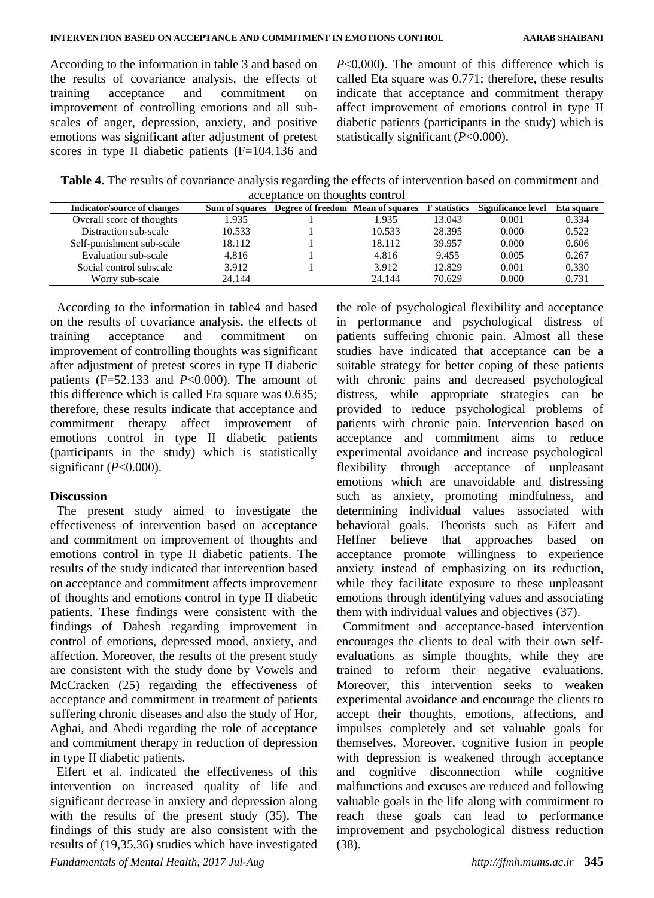According to the information in table 3 and based on the results of covariance analysis, the effects of training acceptance and commitment on improvement of controlling emotions and all sub-scales of anger, depression, anxiety, and positive emotions was significant after adjustment of pretest scores in type II diabetic patients (F=104.136 and *P*<0.000). The amount of this difference which is called Eta square was 0.771; therefore, these results indicate that acceptance and commitment therapy affect improvement of emotions control in type II diabetic patients (participants in the study) which is statistically significant (*P*<0.000).

**Table 4.** The results of covariance analysis regarding the effects of intervention based on commitment and acceptance on thoughts control

| Indicator/source of changes | Sum of squares | Degree of freedom | Mean of squares | F statistics | Significance level | Eta square |
|---|---|---|---|---|---|---|
| Overall score of thoughts | 1.935 | 1 | 1.935 | 13.043 | 0.001 | 0.334 |
| Distraction sub-scale | 10.533 | 1 | 10.533 | 28.395 | 0.000 | 0.522 |
| Self-punishment sub-scale | 18.112 | 1 | 18.112 | 39.957 | 0.000 | 0.606 |
| Evaluation sub-scale | 4.816 | 1 | 4.816 | 9.455 | 0.005 | 0.267 |
| Social control subscale | 3.912 | 1 | 3.912 | 12.829 | 0.001 | 0.330 |
| Worry sub-scale | 24.144 | | 24.144 | 70.629 | 0.000 | 0.731 |

According to the information in table4 and based on the results of covariance analysis, the effects of training acceptance and commitment on improvement of controlling thoughts was significant after adjustment of pretest scores in type II diabetic patients (F=52.133 and *P*<0.000). The amount of this difference which is called Eta square was 0.635; therefore, these results indicate that acceptance and commitment therapy affect improvement of emotions control in type II diabetic patients (participants in the study) which is statistically significant (*P*<0.000).

## Discussion

The present study aimed to investigate the effectiveness of intervention based on acceptance and commitment on improvement of thoughts and emotions control in type II diabetic patients. The results of the study indicated that intervention based on acceptance and commitment affects improvement of thoughts and emotions control in type II diabetic patients. These findings were consistent with the findings of Dahesh regarding improvement in control of emotions, depressed mood, anxiety, and affection. Moreover, the results of the present study are consistent with the study done by Vowels and McCracken (25) regarding the effectiveness of acceptance and commitment in treatment of patients suffering chronic diseases and also the study of Hor, Aghai, and Abedi regarding the role of acceptance and commitment therapy in reduction of depression in type II diabetic patients.

Eifert et al. indicated the effectiveness of this intervention on increased quality of life and significant decrease in anxiety and depression along with the results of the present study (35). The findings of this study are also consistent with the results of (19,35,36) studies which have investigated the role of psychological flexibility and acceptance in performance and psychological distress of patients suffering chronic pain. Almost all these studies have indicated that acceptance can be a suitable strategy for better coping of these patients with chronic pains and decreased psychological distress, while appropriate strategies can be provided to reduce psychological problems of patients with chronic pain. Intervention based on acceptance and commitment aims to reduce experimental avoidance and increase psychological flexibility through acceptance of unpleasant emotions which are unavoidable and distressing such as anxiety, promoting mindfulness, and determining individual values associated with behavioral goals. Theorists such as Eifert and Heffner believe that approaches based on acceptance promote willingness to experience anxiety instead of emphasizing on its reduction, while they facilitate exposure to these unpleasant emotions through identifying values and associating them with individual values and objectives (37).

Commitment and acceptance-based intervention encourages the clients to deal with their own self-evaluations as simple thoughts, while they are trained to reform their negative evaluations. Moreover, this intervention seeks to weaken experimental avoidance and encourage the clients to accept their thoughts, emotions, affections, and impulses completely and set valuable goals for themselves. Moreover, cognitive fusion in people with depression is weakened through acceptance and cognitive disconnection while cognitive malfunctions and excuses are reduced and following valuable goals in the life along with commitment to reach these goals can lead to performance improvement and psychological distress reduction (38).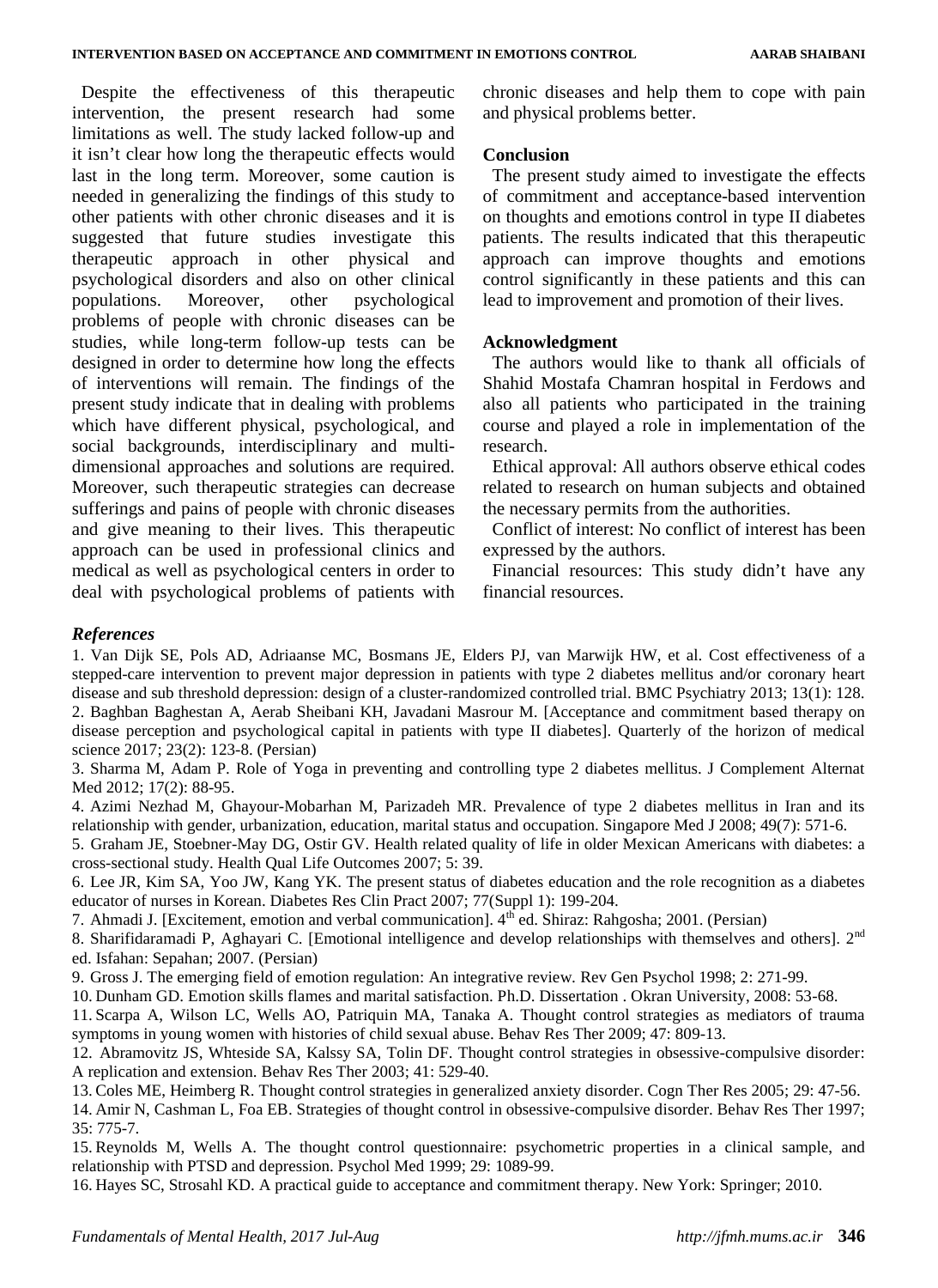Despite the effectiveness of this therapeutic intervention, the present research had some limitations as well. The study lacked follow-up and it isn't clear how long the therapeutic effects would last in the long term. Moreover, some caution is needed in generalizing the findings of this study to other patients with other chronic diseases and it is suggested that future studies investigate this therapeutic approach in other physical and psychological disorders and also on other clinical populations. Moreover, other psychological problems of people with chronic diseases can be studies, while long-term follow-up tests can be designed in order to determine how long the effects of interventions will remain. The findings of the present study indicate that in dealing with problems which have different physical, psychological, and social backgrounds, interdisciplinary and multi-dimensional approaches and solutions are required. Moreover, such therapeutic strategies can decrease sufferings and pains of people with chronic diseases and give meaning to their lives. This therapeutic approach can be used in professional clinics and medical as well as psychological centers in order to deal with psychological problems of patients with chronic diseases and help them to cope with pain and physical problems better.

## Conclusion

The present study aimed to investigate the effects of commitment and acceptance-based intervention on thoughts and emotions control in type II diabetes patients. The results indicated that this therapeutic approach can improve thoughts and emotions control significantly in these patients and this can lead to improvement and promotion of their lives.

## Acknowledgment

The authors would like to thank all officials of Shahid Mostafa Chamran hospital in Ferdows and also all patients who participated in the training course and played a role in implementation of the research.

Ethical approval: All authors observe ethical codes related to research on human subjects and obtained the necessary permits from the authorities.

Conflict of interest: No conflict of interest has been expressed by the authors.

Financial resources: This study didn't have any financial resources.

## *References*

1. Van Dijk SE, Pols AD, Adriaanse MC, Bosmans JE, Elders PJ, van Marwijk HW, et al. Cost effectiveness of a stepped-care intervention to prevent major depression in patients with type 2 diabetes mellitus and/or coronary heart disease and sub threshold depression: design of a cluster-randomized controlled trial. BMC Psychiatry 2013; 13(1): 128.
2. Baghban Baghestan A, Aerab Sheibani KH, Javadani Masrour M. [Acceptance and commitment based therapy on disease perception and psychological capital in patients with type II diabetes]. Quarterly of the horizon of medical science 2017; 23(2): 123-8. (Persian)
3. Sharma M, Adam P. Role of Yoga in preventing and controlling type 2 diabetes mellitus. J Complement Alternat Med 2012; 17(2): 88-95.
4. Azimi Nezhad M, Ghayour-Mobarhan M, Parizadeh MR. Prevalence of type 2 diabetes mellitus in Iran and its relationship with gender, urbanization, education, marital status and occupation. Singapore Med J 2008; 49(7): 571-6.
5. Graham JE, Stoebner-May DG, Ostir GV. Health related quality of life in older Mexican Americans with diabetes: a cross-sectional study. Health Qual Life Outcomes 2007; 5: 39.
6. Lee JR, Kim SA, Yoo JW, Kang YK. The present status of diabetes education and the role recognition as a diabetes educator of nurses in Korean. Diabetes Res Clin Pract 2007; 77(Suppl 1): 199-204.
7. Ahmadi J. [Excitement, emotion and verbal communication]. 4th ed. Shiraz: Rahgosha; 2001. (Persian)
8. Sharifidaramadi P, Aghayari C. [Emotional intelligence and develop relationships with themselves and others]. 2nd ed. Isfahan: Sepahan; 2007. (Persian)
9. Gross J. The emerging field of emotion regulation: An integrative review. Rev Gen Psychol 1998; 2: 271-99.
10. Dunham GD. Emotion skills flames and marital satisfaction. Ph.D. Dissertation . Okran University, 2008: 53-68.
11. Scarpa A, Wilson LC, Wells AO, Patriquin MA, Tanaka A. Thought control strategies as mediators of trauma symptoms in young women with histories of child sexual abuse. Behav Res Ther 2009; 47: 809-13.
12. Abramovitz JS, Whteside SA, Kalssy SA, Tolin DF. Thought control strategies in obsessive-compulsive disorder: A replication and extension. Behav Res Ther 2003; 41: 529-40.
13. Coles ME, Heimberg R. Thought control strategies in generalized anxiety disorder. Cogn Ther Res 2005; 29: 47-56.
14. Amir N, Cashman L, Foa EB. Strategies of thought control in obsessive-compulsive disorder. Behav Res Ther 1997; 35: 775-7.
15. Reynolds M, Wells A. The thought control questionnaire: psychometric properties in a clinical sample, and relationship with PTSD and depression. Psychol Med 1999; 29: 1089-99.
16. Hayes SC, Strosahl KD. A practical guide to acceptance and commitment therapy. New York: Springer; 2010.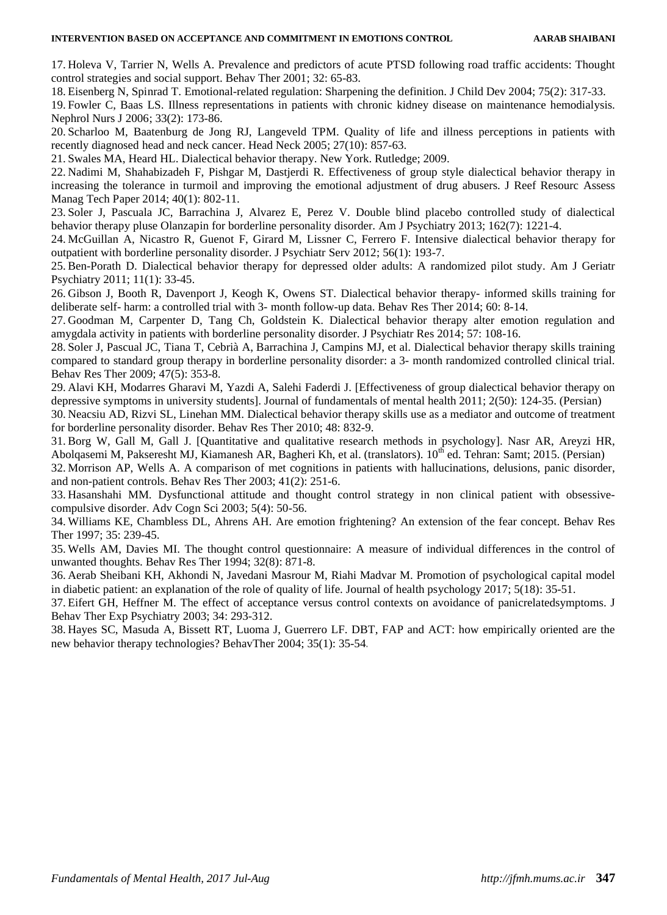17. Holeva V, Tarrier N, Wells A. Prevalence and predictors of acute PTSD following road traffic accidents: Thought control strategies and social support. Behav Ther 2001; 32: 65-83.

18. Eisenberg N, Spinrad T. Emotional-related regulation: Sharpening the definition. J Child Dev 2004; 75(2): 317-33.

19. Fowler C, Baas LS. Illness representations in patients with chronic kidney disease on maintenance hemodialysis. Nephrol Nurs J 2006; 33(2): 173-86.

20. Scharloo M, Baatenburg de Jong RJ, Langeveld TPM. Quality of life and illness perceptions in patients with recently diagnosed head and neck cancer. Head Neck 2005; 27(10): 857-63.

21. Swales MA, Heard HL. Dialectical behavior therapy. New York. Rutledge; 2009.

22. Nadimi M, Shahabizadeh F, Pishgar M, Dastjerdi R. Effectiveness of group style dialectical behavior therapy in increasing the tolerance in turmoil and improving the emotional adjustment of drug abusers. J Reef Resourc Assess Manag Tech Paper 2014; 40(1): 802-11.

23. Soler J, Pascuala JC, Barrachina J, Alvarez E, Perez V. Double blind placebo controlled study of dialectical behavior therapy pluse Olanzapin for borderline personality disorder. Am J Psychiatry 2013; 162(7): 1221-4.

24. McGuillan A, Nicastro R, Guenot F, Girard M, Lissner C, Ferrero F. Intensive dialectical behavior therapy for outpatient with borderline personality disorder. J Psychiatr Serv 2012; 56(1): 193-7.

25. Ben-Porath D. Dialectical behavior therapy for depressed older adults: A randomized pilot study. Am J Geriatr Psychiatry 2011; 11(1): 33-45.

26. Gibson J, Booth R, Davenport J, Keogh K, Owens ST. Dialectical behavior therapy- informed skills training for deliberate self- harm: a controlled trial with 3- month follow-up data. Behav Res Ther 2014; 60: 8-14.

27. Goodman M, Carpenter D, Tang Ch, Goldstein K. Dialectical behavior therapy alter emotion regulation and amygdala activity in patients with borderline personality disorder. J Psychiatr Res 2014; 57: 108-16.

28. Soler J, Pascual JC, Tiana T, Cebrià A, Barrachina J, Campins MJ, et al. Dialectical behavior therapy skills training compared to standard group therapy in borderline personality disorder: a 3- month randomized controlled clinical trial. Behav Res Ther 2009; 47(5): 353-8.

29. Alavi KH, Modarres Gharavi M, Yazdi A, Salehi Faderdi J. [Effectiveness of group dialectical behavior therapy on depressive symptoms in university students]. Journal of fundamentals of mental health 2011; 2(50): 124-35. (Persian)

30. Neacsiu AD, Rizvi SL, Linehan MM. Dialectical behavior therapy skills use as a mediator and outcome of treatment for borderline personality disorder. Behav Res Ther 2010; 48: 832-9.

31. Borg W, Gall M, Gall J. [Quantitative and qualitative research methods in psychology]. Nasr AR, Areyzi HR, Abolqasemi M, Pakseresht MJ, Kiamanesh AR, Bagheri Kh, et al. (translators). 10th ed. Tehran: Samt; 2015. (Persian)

32. Morrison AP, Wells A. A comparison of met cognitions in patients with hallucinations, delusions, panic disorder, and non-patient controls. Behav Res Ther 2003; 41(2): 251-6.

33. Hasanshahi MM. Dysfunctional attitude and thought control strategy in non clinical patient with obsessive-compulsive disorder. Adv Cogn Sci 2003; 5(4): 50-56.

34. Williams KE, Chambless DL, Ahrens AH. Are emotion frightening? An extension of the fear concept. Behav Res Ther 1997; 35: 239-45.

35. Wells AM, Davies MI. The thought control questionnaire: A measure of individual differences in the control of unwanted thoughts. Behav Res Ther 1994; 32(8): 871-8.

36. Aerab Sheibani KH, Akhondi N, Javedani Masrour M, Riahi Madvar M. Promotion of psychological capital model in diabetic patient: an explanation of the role of quality of life. Journal of health psychology 2017; 5(18): 35-51.

37. Eifert GH, Heffner M. The effect of acceptance versus control contexts on avoidance of panicrelatedsymptoms. J Behav Ther Exp Psychiatry 2003; 34: 293-312.

38. Hayes SC, Masuda A, Bissett RT, Luoma J, Guerrero LF. DBT, FAP and ACT: how empirically oriented are the new behavior therapy technologies? BehavTher 2004; 35(1): 35-54.